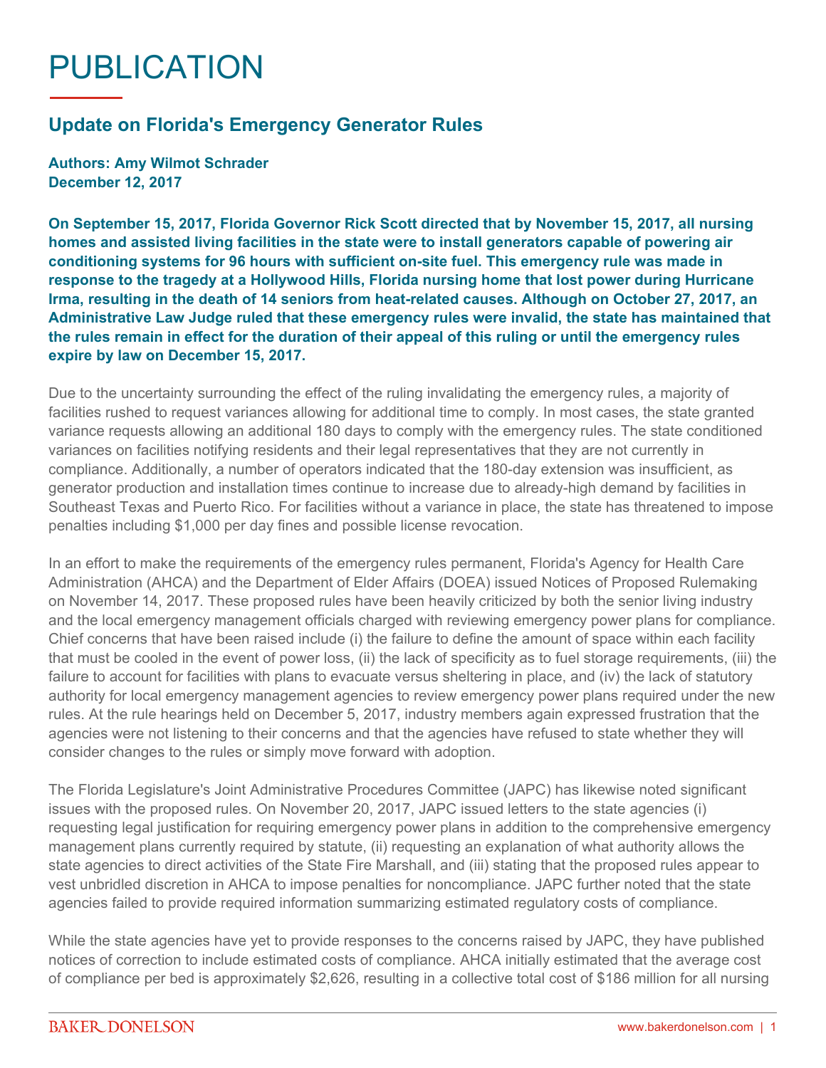# PUBLICATION

## Update on Florida's Emergency Generator Rules

**Authors: Amy Wilmot Schrader**
**December 12, 2017**

**On September 15, 2017, Florida Governor Rick Scott directed that by November 15, 2017, all nursing homes and assisted living facilities in the state were to install generators capable of powering air conditioning systems for 96 hours with sufficient on-site fuel. This emergency rule was made in response to the tragedy at a Hollywood Hills, Florida nursing home that lost power during Hurricane Irma, resulting in the death of 14 seniors from heat-related causes. Although on October 27, 2017, an Administrative Law Judge ruled that these emergency rules were invalid, the state has maintained that the rules remain in effect for the duration of their appeal of this ruling or until the emergency rules expire by law on December 15, 2017.**

Due to the uncertainty surrounding the effect of the ruling invalidating the emergency rules, a majority of facilities rushed to request variances allowing for additional time to comply. In most cases, the state granted variance requests allowing an additional 180 days to comply with the emergency rules. The state conditioned variances on facilities notifying residents and their legal representatives that they are not currently in compliance. Additionally, a number of operators indicated that the 180-day extension was insufficient, as generator production and installation times continue to increase due to already-high demand by facilities in Southeast Texas and Puerto Rico. For facilities without a variance in place, the state has threatened to impose penalties including $1,000 per day fines and possible license revocation.

In an effort to make the requirements of the emergency rules permanent, Florida's Agency for Health Care Administration (AHCA) and the Department of Elder Affairs (DOEA) issued Notices of Proposed Rulemaking on November 14, 2017. These proposed rules have been heavily criticized by both the senior living industry and the local emergency management officials charged with reviewing emergency power plans for compliance. Chief concerns that have been raised include (i) the failure to define the amount of space within each facility that must be cooled in the event of power loss, (ii) the lack of specificity as to fuel storage requirements, (iii) the failure to account for facilities with plans to evacuate versus sheltering in place, and (iv) the lack of statutory authority for local emergency management agencies to review emergency power plans required under the new rules. At the rule hearings held on December 5, 2017, industry members again expressed frustration that the agencies were not listening to their concerns and that the agencies have refused to state whether they will consider changes to the rules or simply move forward with adoption.

The Florida Legislature's Joint Administrative Procedures Committee (JAPC) has likewise noted significant issues with the proposed rules. On November 20, 2017, JAPC issued letters to the state agencies (i) requesting legal justification for requiring emergency power plans in addition to the comprehensive emergency management plans currently required by statute, (ii) requesting an explanation of what authority allows the state agencies to direct activities of the State Fire Marshall, and (iii) stating that the proposed rules appear to vest unbridled discretion in AHCA to impose penalties for noncompliance. JAPC further noted that the state agencies failed to provide required information summarizing estimated regulatory costs of compliance.

While the state agencies have yet to provide responses to the concerns raised by JAPC, they have published notices of correction to include estimated costs of compliance. AHCA initially estimated that the average cost of compliance per bed is approximately $2,626, resulting in a collective total cost of $186 million for all nursing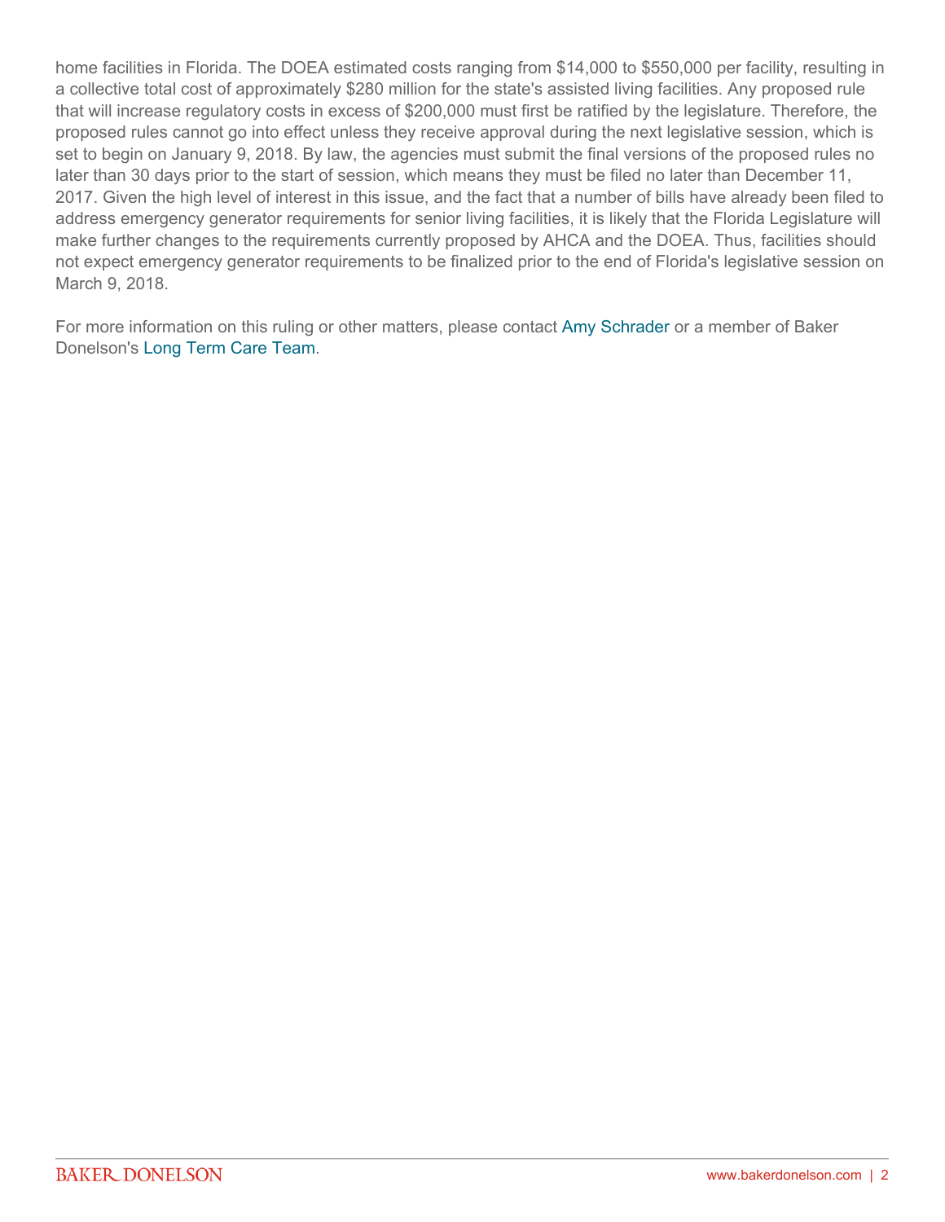home facilities in Florida. The DOEA estimated costs ranging from $14,000 to $550,000 per facility, resulting in a collective total cost of approximately $280 million for the state's assisted living facilities. Any proposed rule that will increase regulatory costs in excess of $200,000 must first be ratified by the legislature. Therefore, the proposed rules cannot go into effect unless they receive approval during the next legislative session, which is set to begin on January 9, 2018. By law, the agencies must submit the final versions of the proposed rules no later than 30 days prior to the start of session, which means they must be filed no later than December 11, 2017. Given the high level of interest in this issue, and the fact that a number of bills have already been filed to address emergency generator requirements for senior living facilities, it is likely that the Florida Legislature will make further changes to the requirements currently proposed by AHCA and the DOEA. Thus, facilities should not expect emergency generator requirements to be finalized prior to the end of Florida's legislative session on March 9, 2018.

For more information on this ruling or other matters, please contact Amy Schrader or a member of Baker Donelson's Long Term Care Team.